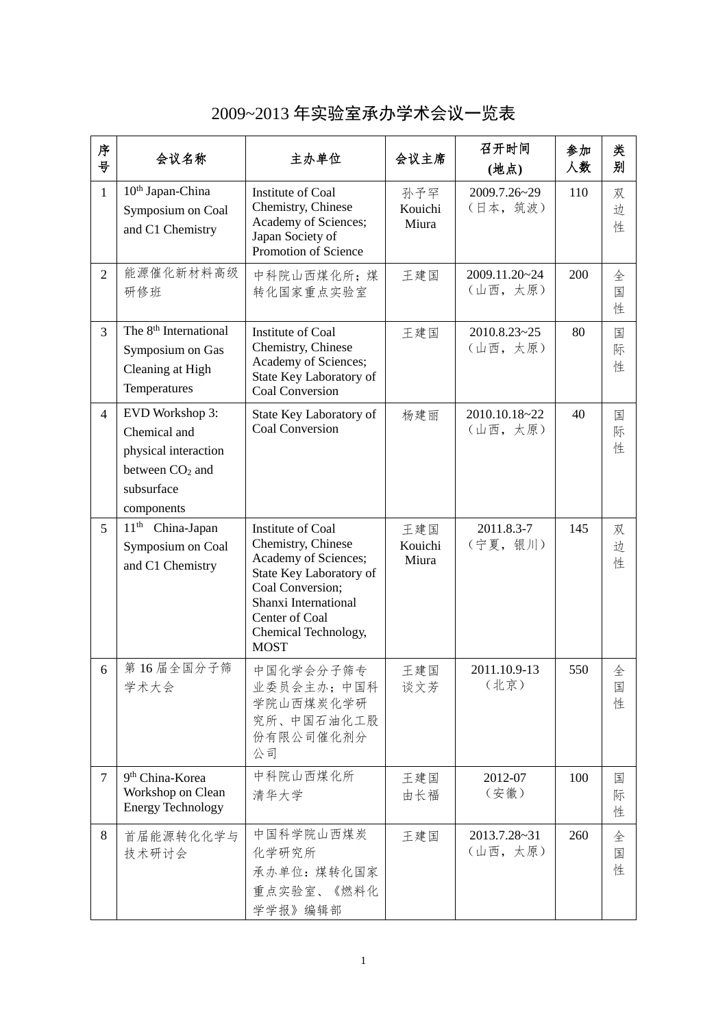# 2009~2013 年实验室承办学术会议一览表

| 序号 | 会议名称 | 主办单位 | 会议主席 | 召开时间 (地点) | 参加人数 | 类别 |
|---|---|---|---|---|---|---|
| 1 | 10th Japan-China Symposium on Coal and C1 Chemistry | Institute of Coal Chemistry, Chinese Academy of Sciences; Japan Society of Promotion of Science | 孙予罕 Kouichi Miura | 2009.7.26~29 （日本，筑波） | 110 | 双边性 |
| 2 | 能源催化新材料高级研修班 | 中科院山西煤化所；煤转化国家重点实验室 | 王建国 | 2009.11.20~24 （山西，太原） | 200 | 全国性 |
| 3 | The 8th International Symposium on Gas Cleaning at High Temperatures | Institute of Coal Chemistry, Chinese Academy of Sciences; State Key Laboratory of Coal Conversion | 王建国 | 2010.8.23~25 （山西，太原） | 80 | 国际性 |
| 4 | EVD Workshop 3: Chemical and physical interaction between $CO_2$ and subsurface components | State Key Laboratory of Coal Conversion | 杨建丽 | 2010.10.18~22 （山西，太原） | 40 | 国际性 |
| 5 | 11th China-Japan Symposium on Coal and C1 Chemistry | Institute of Coal Chemistry, Chinese Academy of Sciences; State Key Laboratory of Coal Conversion; Shanxi International Center of Coal Chemical Technology, MOST | 王建国 Kouichi Miura | 2011.8.3-7 （宁夏，银川） | 145 | 双边性 |
| 6 | 第 16 届全国分子筛学术大会 | 中国化学会分子筛专业委员会主办；中国科学院山西煤炭化学研究所、中国石油化工股份有限公司催化剂分公司 | 王建国 谈文芳 | 2011.10.9-13 （北京） | 550 | 全国性 |
| 7 | 9th China-Korea Workshop on Clean Energy Technology | 中科院山西煤化所 清华大学 | 王建国 由长福 | 2012-07 （安徽） | 100 | 国际性 |
| 8 | 首届能源转化化学与技术研讨会 | 中国科学院山西煤炭化学研究所 承办单位：煤转化国家重点实验室、《燃料化学学报》编辑部 | 王建国 | 2013.7.28~31 （山西，太原） | 260 | 全国性 |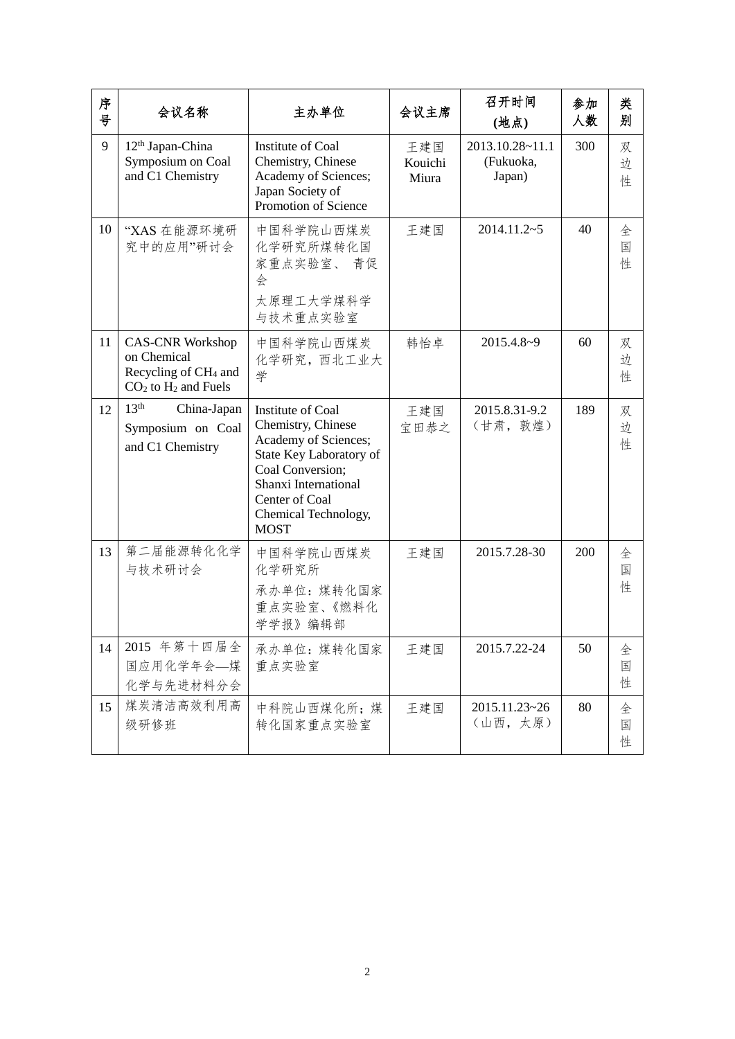| 序号 | 会议名称 | 主办单位 | 会议主席 | 召开时间 (地点) | 参加人数 | 类别 |
| --- | --- | --- | --- | --- | --- | --- |
| 9 | 12th Japan-China Symposium on Coal and C1 Chemistry | Institute of Coal Chemistry, Chinese Academy of Sciences; Japan Society of Promotion of Science | 王建国 Kouichi Miura | 2013.10.28~11.1 (Fukuoka, Japan) | 300 | 双边性 |
| 10 | "XAS 在能源环境研究中的应用"研讨会 | 中国科学院山西煤炭化学研究所煤转化国家重点实验室、青促会 太原理工大学煤科学与技术重点实验室 | 王建国 | 2014.11.2~5 | 40 | 全国性 |
| 11 | CAS-CNR Workshop on Chemical Recycling of $CH_4$ and $CO_2$ to $H_2$ and Fuels | 中国科学院山西煤炭化学研究，西北工业大学 | 韩怡卓 | 2015.4.8~9 | 60 | 双边性 |
| 12 | 13th China-Japan Symposium on Coal and C1 Chemistry | Institute of Coal Chemistry, Chinese Academy of Sciences; State Key Laboratory of Coal Conversion; Shanxi International Center of Coal Chemical Technology, MOST | 王建国 宝田恭之 | 2015.8.31-9.2（甘肃，敦煌） | 189 | 双边性 |
| 13 | 第二届能源转化化学与技术研讨会 | 中国科学院山西煤炭化学研究所 承办单位：煤转化国家重点实验室、《燃料化学学报》编辑部 | 王建国 | 2015.7.28-30 | 200 | 全国性 |
| 14 | 2015 年第十四届全国应用化学年会—煤化学与先进材料分会 | 承办单位：煤转化国家重点实验室 | 王建国 | 2015.7.22-24 | 50 | 全国性 |
| 15 | 煤炭清洁高效利用高级研修班 | 中科院山西煤化所；煤转化国家重点实验室 | 王建国 | 2015.11.23~26（山西，太原） | 80 | 全国性 |